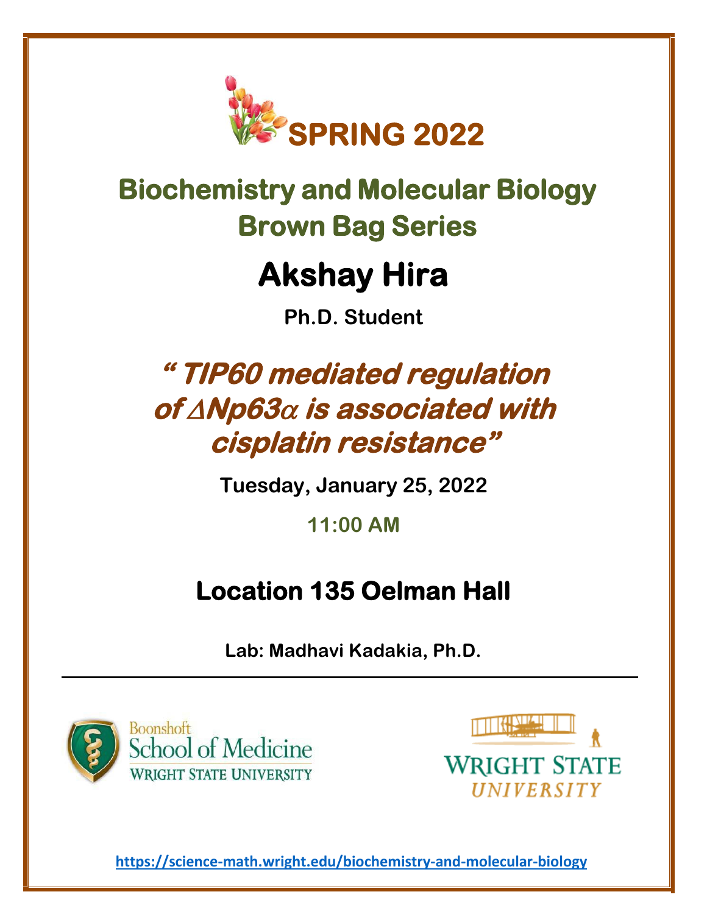# SPRING 2022

## Biochemistry and Molecular Biology Brown Bag Series

# Akshay Hira

**Ph.D. Student**

## *" TIP60 mediated regulation of $\Delta$Np63$\alpha$ is associated with cisplatin resistance"*

**Tuesday, January 25, 2022**

**11:00 AM**

## Location 135 Oelman Hall

**Lab: Madhavi Kadakia, Ph.D.**

---

Boonshoft School of Medicine
WRIGHT STATE UNIVERSITY

WRIGHT STATE UNIVERSITY

https://science-math.wright.edu/biochemistry-and-molecular-biology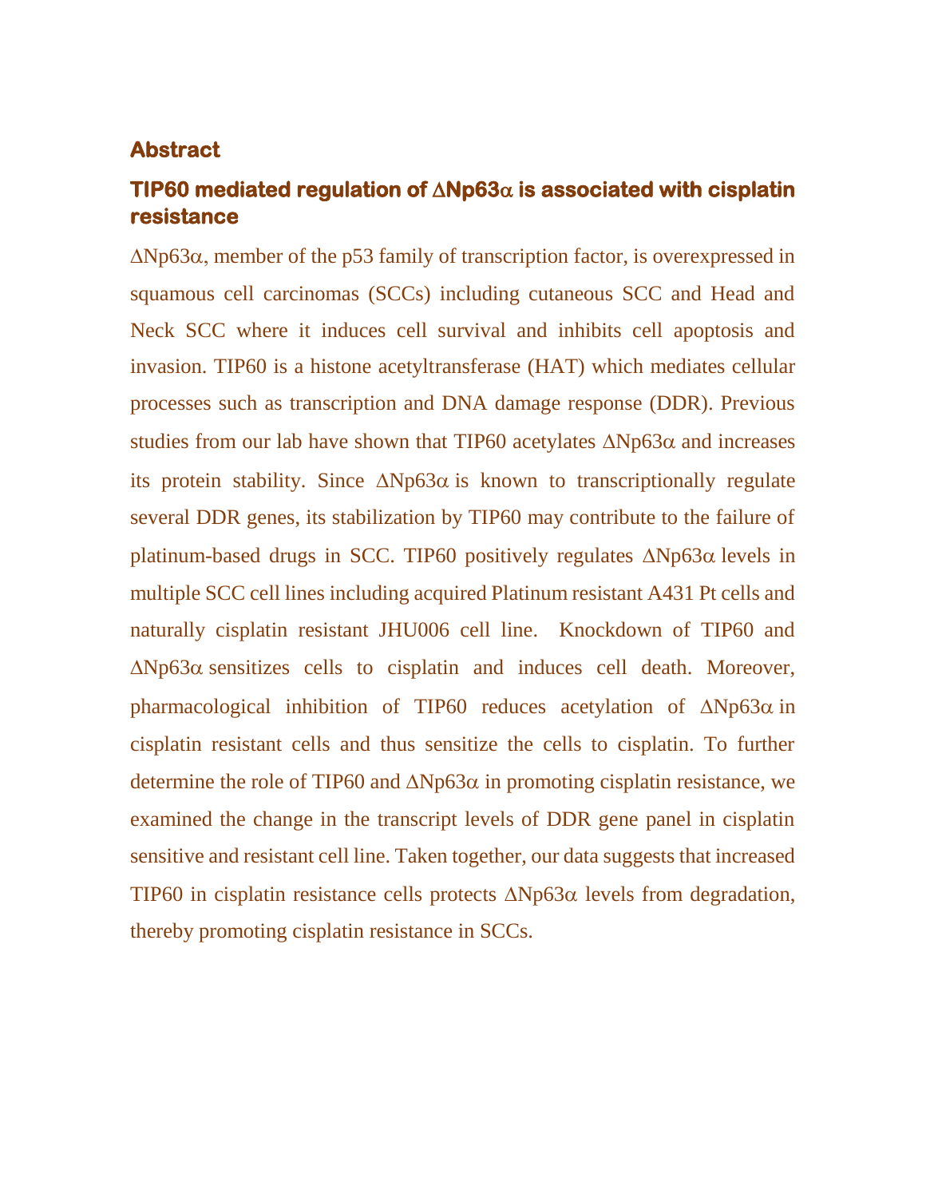## Abstract

### TIP60 mediated regulation of ΔNp63α is associated with cisplatin resistance

ΔNp63α, member of the p53 family of transcription factor, is overexpressed in squamous cell carcinomas (SCCs) including cutaneous SCC and Head and Neck SCC where it induces cell survival and inhibits cell apoptosis and invasion. TIP60 is a histone acetyltransferase (HAT) which mediates cellular processes such as transcription and DNA damage response (DDR). Previous studies from our lab have shown that TIP60 acetylates ΔNp63α and increases its protein stability. Since ΔNp63α is known to transcriptionally regulate several DDR genes, its stabilization by TIP60 may contribute to the failure of platinum-based drugs in SCC. TIP60 positively regulates ΔNp63α levels in multiple SCC cell lines including acquired Platinum resistant A431 Pt cells and naturally cisplatin resistant JHU006 cell line. Knockdown of TIP60 and ΔNp63α sensitizes cells to cisplatin and induces cell death. Moreover, pharmacological inhibition of TIP60 reduces acetylation of ΔNp63α in cisplatin resistant cells and thus sensitize the cells to cisplatin. To further determine the role of TIP60 and ΔNp63α in promoting cisplatin resistance, we examined the change in the transcript levels of DDR gene panel in cisplatin sensitive and resistant cell line. Taken together, our data suggests that increased TIP60 in cisplatin resistance cells protects ΔNp63α levels from degradation, thereby promoting cisplatin resistance in SCCs.